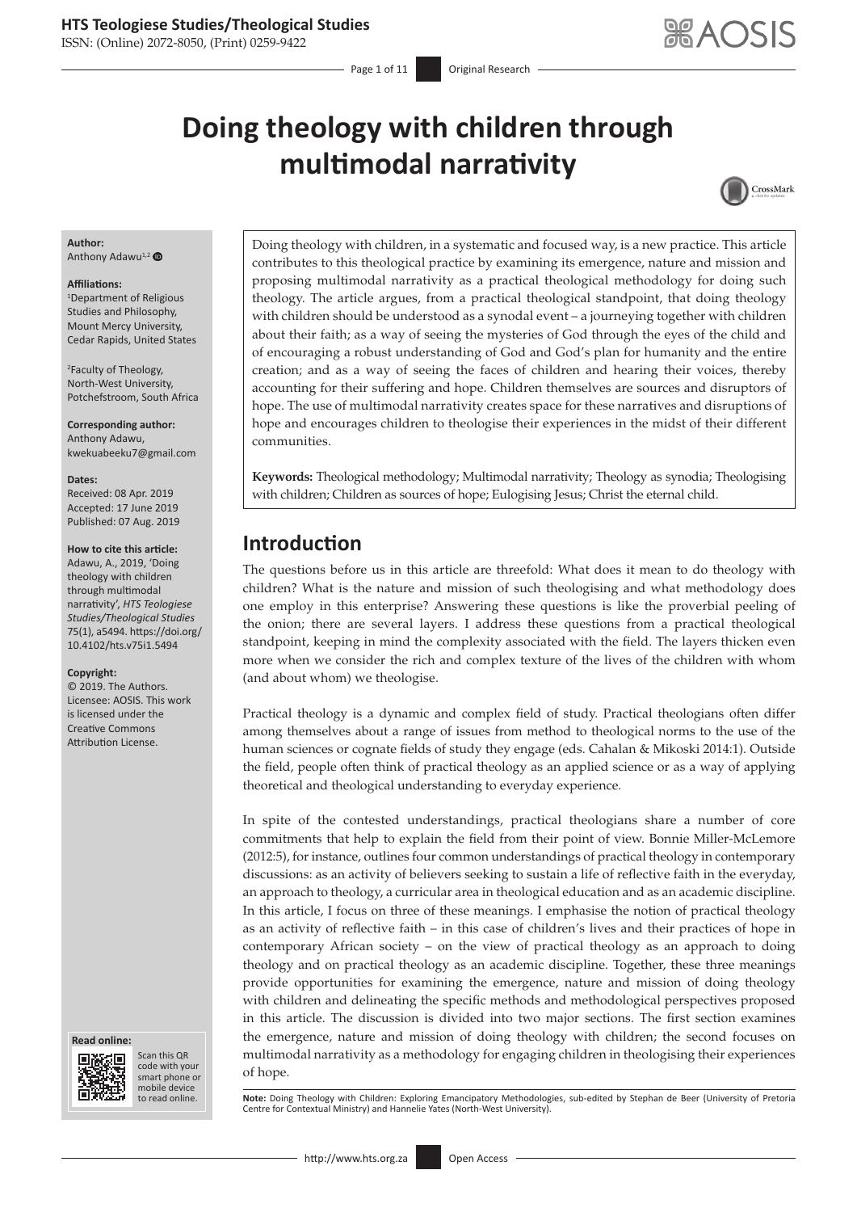# Doing theology with children through multimodal narrativity

**Author:**
Anthony Adawu[1,2]

**Affiliations:**
[1]Department of Religious Studies and Philosophy, Mount Mercy University, Cedar Rapids, United States

[2]Faculty of Theology, North-West University, Potchefstroom, South Africa

**Corresponding author:**
Anthony Adawu,
kwekuabeeku7@gmail.com

**Dates:**
Received: 08 Apr. 2019
Accepted: 17 June 2019
Published: 07 Aug. 2019

**How to cite this article:**
Adawu, A., 2019, 'Doing theology with children through multimodal narrativity', *HTS Teologiese Studies/Theological Studies* 75(1), a5494. https://doi.org/10.4102/hts.v75i1.5494

**Copyright:**
© 2019. The Authors. Licensee: AOSIS. This work is licensed under the Creative Commons Attribution License.

Doing theology with children, in a systematic and focused way, is a new practice. This article contributes to this theological practice by examining its emergence, nature and mission and proposing multimodal narrativity as a practical theological methodology for doing such theology. The article argues, from a practical theological standpoint, that doing theology with children should be understood as a synodal event – a journeying together with children about their faith; as a way of seeing the mysteries of God through the eyes of the child and of encouraging a robust understanding of God and God's plan for humanity and the entire creation; and as a way of seeing the faces of children and hearing their voices, thereby accounting for their suffering and hope. Children themselves are sources and disruptors of hope. The use of multimodal narrativity creates space for these narratives and disruptions of hope and encourages children to theologise their experiences in the midst of their different communities.

**Keywords:** Theological methodology; Multimodal narrativity; Theology as synodia; Theologising with children; Children as sources of hope; Eulogising Jesus; Christ the eternal child.

## Introduction

The questions before us in this article are threefold: What does it mean to do theology with children? What is the nature and mission of such theologising and what methodology does one employ in this enterprise? Answering these questions is like the proverbial peeling of the onion; there are several layers. I address these questions from a practical theological standpoint, keeping in mind the complexity associated with the field. The layers thicken even more when we consider the rich and complex texture of the lives of the children with whom (and about whom) we theologise.

Practical theology is a dynamic and complex field of study. Practical theologians often differ among themselves about a range of issues from method to theological norms to the use of the human sciences or cognate fields of study they engage (eds. Cahalan & Mikoski 2014:1). Outside the field, people often think of practical theology as an applied science or as a way of applying theoretical and theological understanding to everyday experience.

In spite of the contested understandings, practical theologians share a number of core commitments that help to explain the field from their point of view. Bonnie Miller-McLemore (2012:5), for instance, outlines four common understandings of practical theology in contemporary discussions: as an activity of believers seeking to sustain a life of reflective faith in the everyday, an approach to theology, a curricular area in theological education and as an academic discipline. In this article, I focus on three of these meanings. I emphasise the notion of practical theology as an activity of reflective faith – in this case of children's lives and their practices of hope in contemporary African society – on the view of practical theology as an approach to doing theology and on practical theology as an academic discipline. Together, these three meanings provide opportunities for examining the emergence, nature and mission of doing theology with children and delineating the specific methods and methodological perspectives proposed in this article. The discussion is divided into two major sections. The first section examines the emergence, nature and mission of doing theology with children; the second focuses on multimodal narrativity as a methodology for engaging children in theologising their experiences of hope.

**Note:** Doing Theology with Children: Exploring Emancipatory Methodologies, sub-edited by Stephan de Beer (University of Pretoria Centre for Contextual Ministry) and Hannelie Yates (North-West University).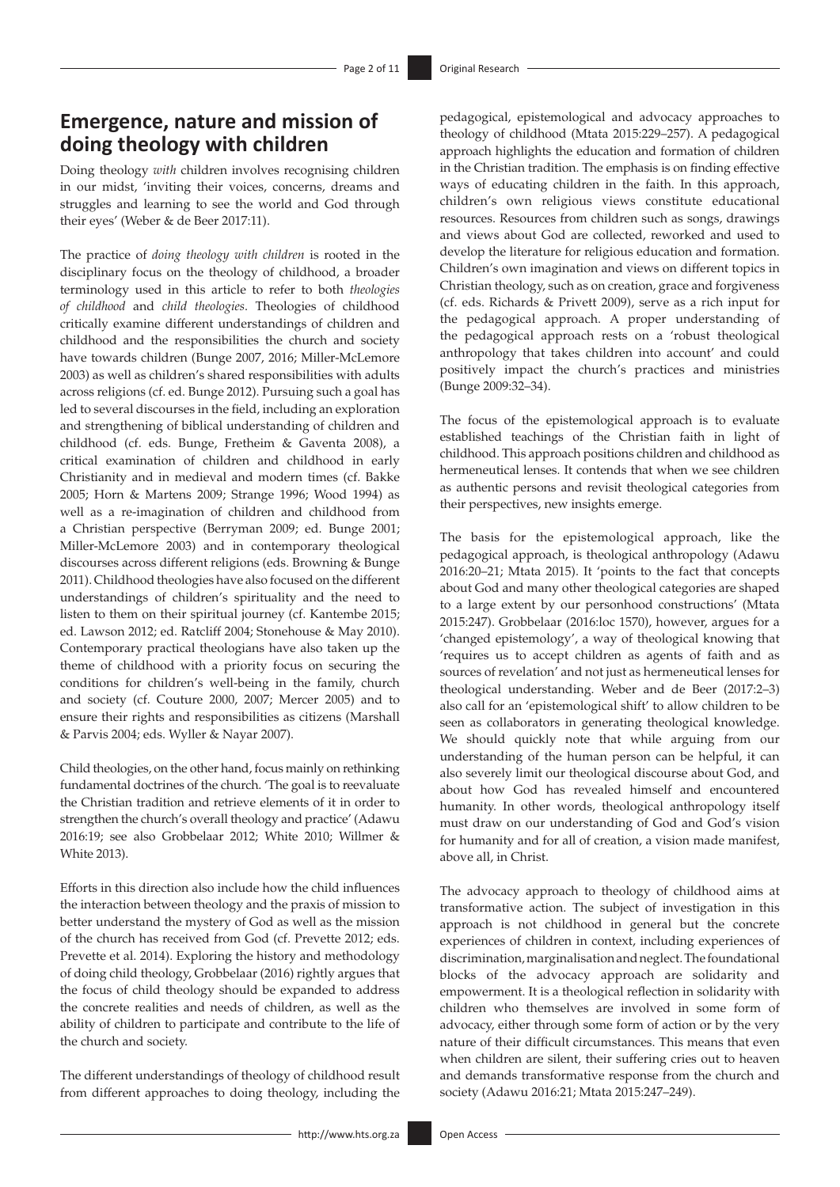## Emergence, nature and mission of doing theology with children

Doing theology *with* children involves recognising children in our midst, 'inviting their voices, concerns, dreams and struggles and learning to see the world and God through their eyes' (Weber & de Beer 2017:11).

The practice of *doing theology with children* is rooted in the disciplinary focus on the theology of childhood, a broader terminology used in this article to refer to both *theologies of childhood* and *child theologies*. Theologies of childhood critically examine different understandings of children and childhood and the responsibilities the church and society have towards children (Bunge 2007, 2016; Miller-McLemore 2003) as well as children's shared responsibilities with adults across religions (cf. ed. Bunge 2012). Pursuing such a goal has led to several discourses in the field, including an exploration and strengthening of biblical understanding of children and childhood (cf. eds. Bunge, Fretheim & Gaventa 2008), a critical examination of children and childhood in early Christianity and in medieval and modern times (cf. Bakke 2005; Horn & Martens 2009; Strange 1996; Wood 1994) as well as a re-imagination of children and childhood from a Christian perspective (Berryman 2009; ed. Bunge 2001; Miller-McLemore 2003) and in contemporary theological discourses across different religions (eds. Browning & Bunge 2011). Childhood theologies have also focused on the different understandings of children's spirituality and the need to listen to them on their spiritual journey (cf. Kantembe 2015; ed. Lawson 2012; ed. Ratcliff 2004; Stonehouse & May 2010). Contemporary practical theologians have also taken up the theme of childhood with a priority focus on securing the conditions for children's well-being in the family, church and society (cf. Couture 2000, 2007; Mercer 2005) and to ensure their rights and responsibilities as citizens (Marshall & Parvis 2004; eds. Wyller & Nayar 2007).

Child theologies, on the other hand, focus mainly on rethinking fundamental doctrines of the church. 'The goal is to reevaluate the Christian tradition and retrieve elements of it in order to strengthen the church's overall theology and practice' (Adawu 2016:19; see also Grobbelaar 2012; White 2010; Willmer & White 2013).

Efforts in this direction also include how the child influences the interaction between theology and the praxis of mission to better understand the mystery of God as well as the mission of the church has received from God (cf. Prevette 2012; eds. Prevette et al. 2014). Exploring the history and methodology of doing child theology, Grobbelaar (2016) rightly argues that the focus of child theology should be expanded to address the concrete realities and needs of children, as well as the ability of children to participate and contribute to the life of the church and society.

The different understandings of theology of childhood result from different approaches to doing theology, including the pedagogical, epistemological and advocacy approaches to theology of childhood (Mtata 2015:229–257). A pedagogical approach highlights the education and formation of children in the Christian tradition. The emphasis is on finding effective ways of educating children in the faith. In this approach, children's own religious views constitute educational resources. Resources from children such as songs, drawings and views about God are collected, reworked and used to develop the literature for religious education and formation. Children's own imagination and views on different topics in Christian theology, such as on creation, grace and forgiveness (cf. eds. Richards & Privett 2009), serve as a rich input for the pedagogical approach. A proper understanding of the pedagogical approach rests on a 'robust theological anthropology that takes children into account' and could positively impact the church's practices and ministries (Bunge 2009:32–34).

The focus of the epistemological approach is to evaluate established teachings of the Christian faith in light of childhood. This approach positions children and childhood as hermeneutical lenses. It contends that when we see children as authentic persons and revisit theological categories from their perspectives, new insights emerge.

The basis for the epistemological approach, like the pedagogical approach, is theological anthropology (Adawu 2016:20–21; Mtata 2015). It 'points to the fact that concepts about God and many other theological categories are shaped to a large extent by our personhood constructions' (Mtata 2015:247). Grobbelaar (2016:loc 1570), however, argues for a 'changed epistemology', a way of theological knowing that 'requires us to accept children as agents of faith and as sources of revelation' and not just as hermeneutical lenses for theological understanding. Weber and de Beer (2017:2–3) also call for an 'epistemological shift' to allow children to be seen as collaborators in generating theological knowledge. We should quickly note that while arguing from our understanding of the human person can be helpful, it can also severely limit our theological discourse about God, and about how God has revealed himself and encountered humanity. In other words, theological anthropology itself must draw on our understanding of God and God's vision for humanity and for all of creation, a vision made manifest, above all, in Christ.

The advocacy approach to theology of childhood aims at transformative action. The subject of investigation in this approach is not childhood in general but the concrete experiences of children in context, including experiences of discrimination, marginalisation and neglect. The foundational blocks of the advocacy approach are solidarity and empowerment. It is a theological reflection in solidarity with children who themselves are involved in some form of advocacy, either through some form of action or by the very nature of their difficult circumstances. This means that even when children are silent, their suffering cries out to heaven and demands transformative response from the church and society (Adawu 2016:21; Mtata 2015:247–249).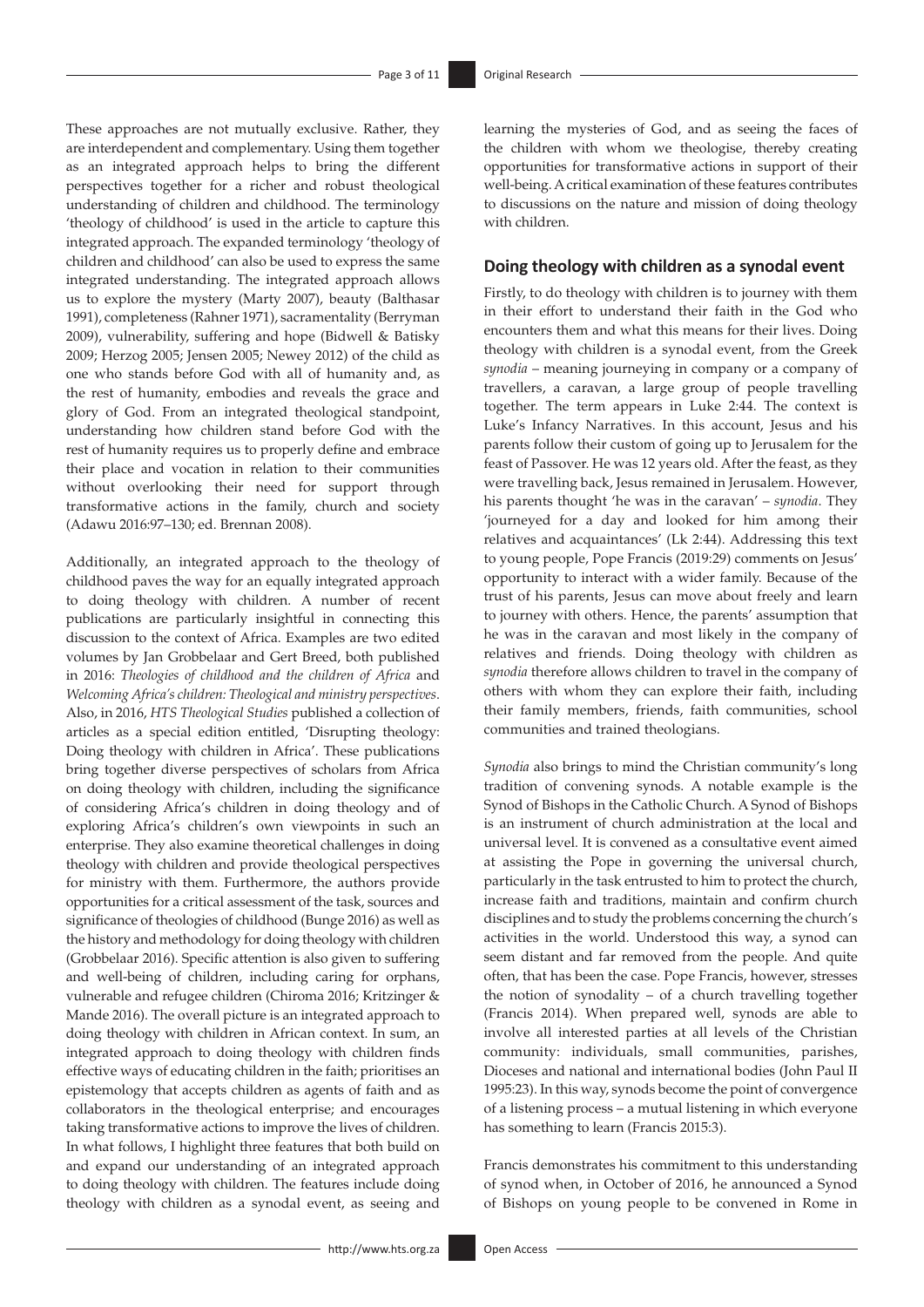These approaches are not mutually exclusive. Rather, they are interdependent and complementary. Using them together as an integrated approach helps to bring the different perspectives together for a richer and robust theological understanding of children and childhood. The terminology 'theology of childhood' is used in the article to capture this integrated approach. The expanded terminology 'theology of children and childhood' can also be used to express the same integrated understanding. The integrated approach allows us to explore the mystery (Marty 2007), beauty (Balthasar 1991), completeness (Rahner 1971), sacramentality (Berryman 2009), vulnerability, suffering and hope (Bidwell & Batisky 2009; Herzog 2005; Jensen 2005; Newey 2012) of the child as one who stands before God with all of humanity and, as the rest of humanity, embodies and reveals the grace and glory of God. From an integrated theological standpoint, understanding how children stand before God with the rest of humanity requires us to properly define and embrace their place and vocation in relation to their communities without overlooking their need for support through transformative actions in the family, church and society (Adawu 2016:97–130; ed. Brennan 2008).

Additionally, an integrated approach to the theology of childhood paves the way for an equally integrated approach to doing theology with children. A number of recent publications are particularly insightful in connecting this discussion to the context of Africa. Examples are two edited volumes by Jan Grobbelaar and Gert Breed, both published in 2016: *Theologies of childhood and the children of Africa* and *Welcoming Africa's children: Theological and ministry perspectives*. Also, in 2016, *HTS Theological Studies* published a collection of articles as a special edition entitled, 'Disrupting theology: Doing theology with children in Africa'. These publications bring together diverse perspectives of scholars from Africa on doing theology with children, including the significance of considering Africa's children in doing theology and of exploring Africa's children's own viewpoints in such an enterprise. They also examine theoretical challenges in doing theology with children and provide theological perspectives for ministry with them. Furthermore, the authors provide opportunities for a critical assessment of the task, sources and significance of theologies of childhood (Bunge 2016) as well as the history and methodology for doing theology with children (Grobbelaar 2016). Specific attention is also given to suffering and well-being of children, including caring for orphans, vulnerable and refugee children (Chiroma 2016; Kritzinger & Mande 2016). The overall picture is an integrated approach to doing theology with children in African context. In sum, an integrated approach to doing theology with children finds effective ways of educating children in the faith; prioritises an epistemology that accepts children as agents of faith and as collaborators in the theological enterprise; and encourages taking transformative actions to improve the lives of children. In what follows, I highlight three features that both build on and expand our understanding of an integrated approach to doing theology with children. The features include doing theology with children as a synodal event, as seeing and learning the mysteries of God, and as seeing the faces of the children with whom we theologise, thereby creating opportunities for transformative actions in support of their well-being. A critical examination of these features contributes to discussions on the nature and mission of doing theology with children.

## Doing theology with children as a synodal event

Firstly, to do theology with children is to journey with them in their effort to understand their faith in the God who encounters them and what this means for their lives. Doing theology with children is a synodal event, from the Greek *synodia* – meaning journeying in company or a company of travellers, a caravan, a large group of people travelling together. The term appears in Luke 2:44. The context is Luke's Infancy Narratives. In this account, Jesus and his parents follow their custom of going up to Jerusalem for the feast of Passover. He was 12 years old. After the feast, as they were travelling back, Jesus remained in Jerusalem. However, his parents thought 'he was in the caravan' – *synodia*. They 'journeyed for a day and looked for him among their relatives and acquaintances' (Lk 2:44). Addressing this text to young people, Pope Francis (2019:29) comments on Jesus' opportunity to interact with a wider family. Because of the trust of his parents, Jesus can move about freely and learn to journey with others. Hence, the parents' assumption that he was in the caravan and most likely in the company of relatives and friends. Doing theology with children as *synodia* therefore allows children to travel in the company of others with whom they can explore their faith, including their family members, friends, faith communities, school communities and trained theologians.

*Synodia* also brings to mind the Christian community's long tradition of convening synods. A notable example is the Synod of Bishops in the Catholic Church. A Synod of Bishops is an instrument of church administration at the local and universal level. It is convened as a consultative event aimed at assisting the Pope in governing the universal church, particularly in the task entrusted to him to protect the church, increase faith and traditions, maintain and confirm church disciplines and to study the problems concerning the church's activities in the world. Understood this way, a synod can seem distant and far removed from the people. And quite often, that has been the case. Pope Francis, however, stresses the notion of synodality – of a church travelling together (Francis 2014). When prepared well, synods are able to involve all interested parties at all levels of the Christian community: individuals, small communities, parishes, Dioceses and national and international bodies (John Paul II 1995:23). In this way, synods become the point of convergence of a listening process – a mutual listening in which everyone has something to learn (Francis 2015:3).

Francis demonstrates his commitment to this understanding of synod when, in October of 2016, he announced a Synod of Bishops on young people to be convened in Rome in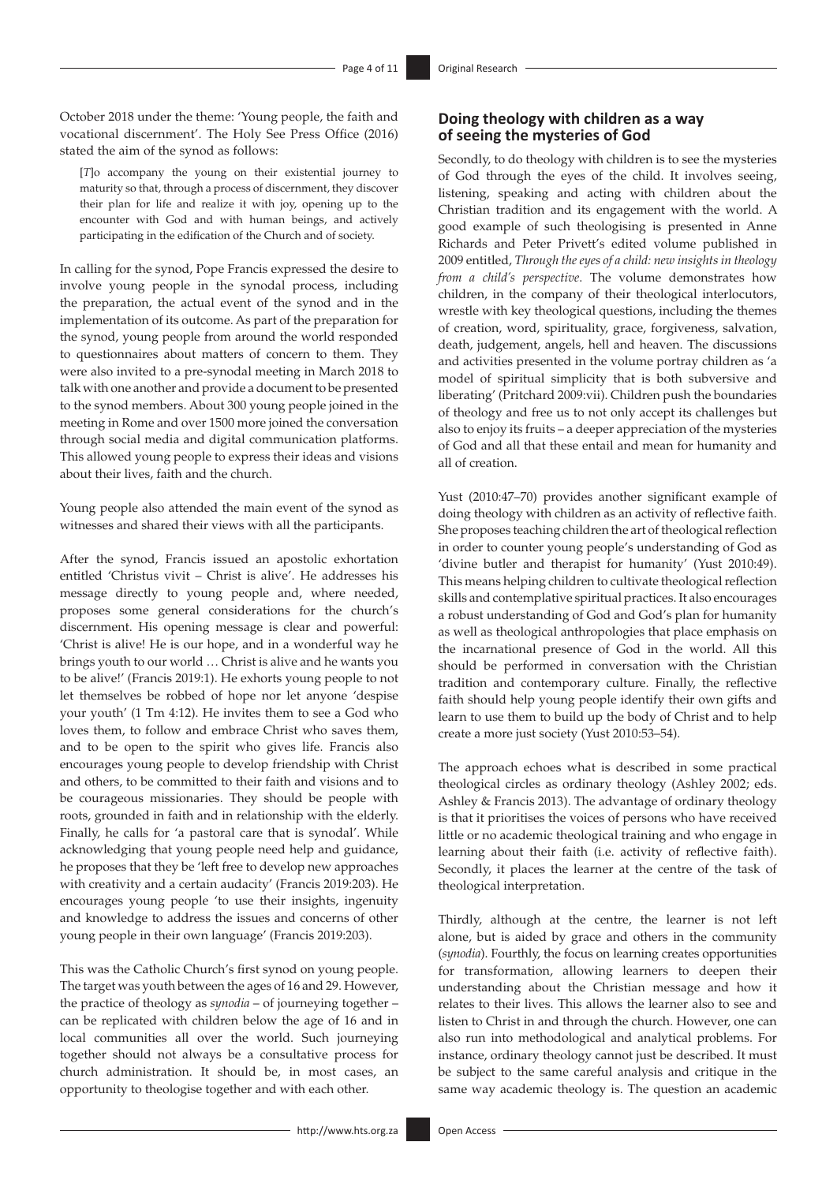October 2018 under the theme: 'Young people, the faith and vocational discernment'. The Holy See Press Office (2016) stated the aim of the synod as follows:

> [*T*]o accompany the young on their existential journey to maturity so that, through a process of discernment, they discover their plan for life and realize it with joy, opening up to the encounter with God and with human beings, and actively participating in the edification of the Church and of society.

In calling for the synod, Pope Francis expressed the desire to involve young people in the synodal process, including the preparation, the actual event of the synod and in the implementation of its outcome. As part of the preparation for the synod, young people from around the world responded to questionnaires about matters of concern to them. They were also invited to a pre-synodal meeting in March 2018 to talk with one another and provide a document to be presented to the synod members. About 300 young people joined in the meeting in Rome and over 1500 more joined the conversation through social media and digital communication platforms. This allowed young people to express their ideas and visions about their lives, faith and the church.

Young people also attended the main event of the synod as witnesses and shared their views with all the participants.

After the synod, Francis issued an apostolic exhortation entitled 'Christus vivit – Christ is alive'. He addresses his message directly to young people and, where needed, proposes some general considerations for the church's discernment. His opening message is clear and powerful: 'Christ is alive! He is our hope, and in a wonderful way he brings youth to our world … Christ is alive and he wants you to be alive!' (Francis 2019:1). He exhorts young people to not let themselves be robbed of hope nor let anyone 'despise your youth' (1 Tm 4:12). He invites them to see a God who loves them, to follow and embrace Christ who saves them, and to be open to the spirit who gives life. Francis also encourages young people to develop friendship with Christ and others, to be committed to their faith and visions and to be courageous missionaries. They should be people with roots, grounded in faith and in relationship with the elderly. Finally, he calls for 'a pastoral care that is synodal'. While acknowledging that young people need help and guidance, he proposes that they be 'left free to develop new approaches with creativity and a certain audacity' (Francis 2019:203). He encourages young people 'to use their insights, ingenuity and knowledge to address the issues and concerns of other young people in their own language' (Francis 2019:203).

This was the Catholic Church's first synod on young people. The target was youth between the ages of 16 and 29. However, the practice of theology as *synodia* – of journeying together – can be replicated with children below the age of 16 and in local communities all over the world. Such journeying together should not always be a consultative process for church administration. It should be, in most cases, an opportunity to theologise together and with each other.

## Doing theology with children as a way of seeing the mysteries of God

Secondly, to do theology with children is to see the mysteries of God through the eyes of the child. It involves seeing, listening, speaking and acting with children about the Christian tradition and its engagement with the world. A good example of such theologising is presented in Anne Richards and Peter Privett's edited volume published in 2009 entitled, *Through the eyes of a child: new insights in theology from a child's perspective*. The volume demonstrates how children, in the company of their theological interlocutors, wrestle with key theological questions, including the themes of creation, word, spirituality, grace, forgiveness, salvation, death, judgement, angels, hell and heaven. The discussions and activities presented in the volume portray children as 'a model of spiritual simplicity that is both subversive and liberating' (Pritchard 2009:vii). Children push the boundaries of theology and free us to not only accept its challenges but also to enjoy its fruits – a deeper appreciation of the mysteries of God and all that these entail and mean for humanity and all of creation.

Yust (2010:47–70) provides another significant example of doing theology with children as an activity of reflective faith. She proposes teaching children the art of theological reflection in order to counter young people's understanding of God as 'divine butler and therapist for humanity' (Yust 2010:49). This means helping children to cultivate theological reflection skills and contemplative spiritual practices. It also encourages a robust understanding of God and God's plan for humanity as well as theological anthropologies that place emphasis on the incarnational presence of God in the world. All this should be performed in conversation with the Christian tradition and contemporary culture. Finally, the reflective faith should help young people identify their own gifts and learn to use them to build up the body of Christ and to help create a more just society (Yust 2010:53–54).

The approach echoes what is described in some practical theological circles as ordinary theology (Ashley 2002; eds. Ashley & Francis 2013). The advantage of ordinary theology is that it prioritises the voices of persons who have received little or no academic theological training and who engage in learning about their faith (i.e. activity of reflective faith). Secondly, it places the learner at the centre of the task of theological interpretation.

Thirdly, although at the centre, the learner is not left alone, but is aided by grace and others in the community (*synodia*). Fourthly, the focus on learning creates opportunities for transformation, allowing learners to deepen their understanding about the Christian message and how it relates to their lives. This allows the learner also to see and listen to Christ in and through the church. However, one can also run into methodological and analytical problems. For instance, ordinary theology cannot just be described. It must be subject to the same careful analysis and critique in the same way academic theology is. The question an academic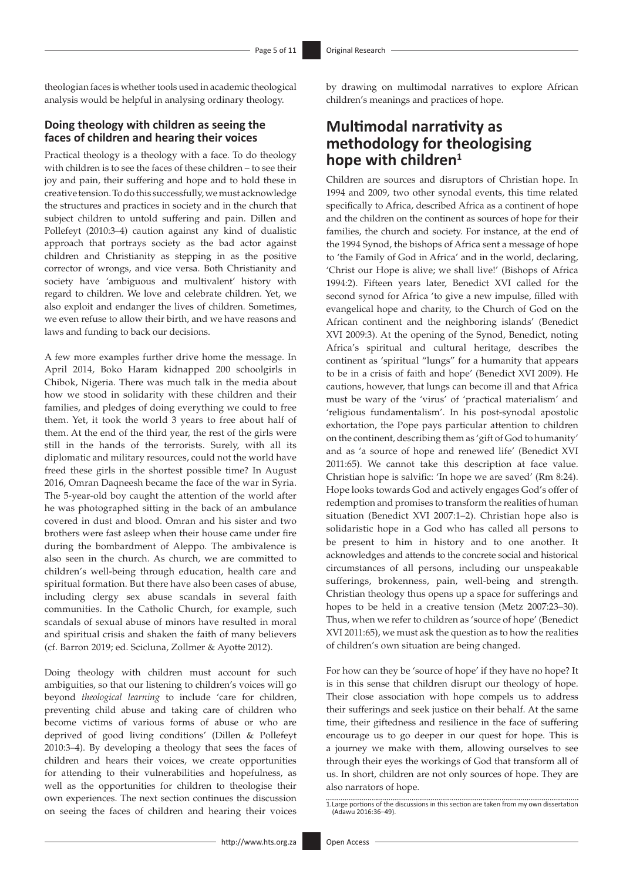theologian faces is whether tools used in academic theological analysis would be helpful in analysing ordinary theology.

### Doing theology with children as seeing the faces of children and hearing their voices

Practical theology is a theology with a face. To do theology with children is to see the faces of these children – to see their joy and pain, their suffering and hope and to hold these in creative tension. To do this successfully, we must acknowledge the structures and practices in society and in the church that subject children to untold suffering and pain. Dillen and Pollefeyt (2010:3–4) caution against any kind of dualistic approach that portrays society as the bad actor against children and Christianity as stepping in as the positive corrector of wrongs, and vice versa. Both Christianity and society have 'ambiguous and multivalent' history with regard to children. We love and celebrate children. Yet, we also exploit and endanger the lives of children. Sometimes, we even refuse to allow their birth, and we have reasons and laws and funding to back our decisions.

A few more examples further drive home the message. In April 2014, Boko Haram kidnapped 200 schoolgirls in Chibok, Nigeria. There was much talk in the media about how we stood in solidarity with these children and their families, and pledges of doing everything we could to free them. Yet, it took the world 3 years to free about half of them. At the end of the third year, the rest of the girls were still in the hands of the terrorists. Surely, with all its diplomatic and military resources, could not the world have freed these girls in the shortest possible time? In August 2016, Omran Daqneesh became the face of the war in Syria. The 5-year-old boy caught the attention of the world after he was photographed sitting in the back of an ambulance covered in dust and blood. Omran and his sister and two brothers were fast asleep when their house came under fire during the bombardment of Aleppo. The ambivalence is also seen in the church. As church, we are committed to children's well-being through education, health care and spiritual formation. But there have also been cases of abuse, including clergy sex abuse scandals in several faith communities. In the Catholic Church, for example, such scandals of sexual abuse of minors have resulted in moral and spiritual crisis and shaken the faith of many believers (cf. Barron 2019; ed. Scicluna, Zollmer & Ayotte 2012).

Doing theology with children must account for such ambiguities, so that our listening to children's voices will go beyond *theological learning* to include 'care for children, preventing child abuse and taking care of children who become victims of various forms of abuse or who are deprived of good living conditions' (Dillen & Pollefeyt 2010:3–4). By developing a theology that sees the faces of children and hears their voices, we create opportunities for attending to their vulnerabilities and hopefulness, as well as the opportunities for children to theologise their own experiences. The next section continues the discussion on seeing the faces of children and hearing their voices by drawing on multimodal narratives to explore African children's meanings and practices of hope.

## Multimodal narrativity as methodology for theologising hope with children[1]

Children are sources and disruptors of Christian hope. In 1994 and 2009, two other synodal events, this time related specifically to Africa, described Africa as a continent of hope and the children on the continent as sources of hope for their families, the church and society. For instance, at the end of the 1994 Synod, the bishops of Africa sent a message of hope to 'the Family of God in Africa' and in the world, declaring, 'Christ our Hope is alive; we shall live!' (Bishops of Africa 1994:2). Fifteen years later, Benedict XVI called for the second synod for Africa 'to give a new impulse, filled with evangelical hope and charity, to the Church of God on the African continent and the neighboring islands' (Benedict XVI 2009:3). At the opening of the Synod, Benedict, noting Africa's spiritual and cultural heritage, describes the continent as 'spiritual "lungs" for a humanity that appears to be in a crisis of faith and hope' (Benedict XVI 2009). He cautions, however, that lungs can become ill and that Africa must be wary of the 'virus' of 'practical materialism' and 'religious fundamentalism'. In his post-synodal apostolic exhortation, the Pope pays particular attention to children on the continent, describing them as 'gift of God to humanity' and as 'a source of hope and renewed life' (Benedict XVI 2011:65). We cannot take this description at face value. Christian hope is salvific: 'In hope we are saved' (Rm 8:24). Hope looks towards God and actively engages God's offer of redemption and promises to transform the realities of human situation (Benedict XVI 2007:1–2). Christian hope also is solidaristic hope in a God who has called all persons to be present to him in history and to one another. It acknowledges and attends to the concrete social and historical circumstances of all persons, including our unspeakable sufferings, brokenness, pain, well-being and strength. Christian theology thus opens up a space for sufferings and hopes to be held in a creative tension (Metz 2007:23–30). Thus, when we refer to children as 'source of hope' (Benedict XVI 2011:65), we must ask the question as to how the realities of children's own situation are being changed.

For how can they be 'source of hope' if they have no hope? It is in this sense that children disrupt our theology of hope. Their close association with hope compels us to address their sufferings and seek justice on their behalf. At the same time, their giftedness and resilience in the face of suffering encourage us to go deeper in our quest for hope. This is a journey we make with them, allowing ourselves to see through their eyes the workings of God that transform all of us. In short, children are not only sources of hope. They are also narrators of hope.

1. Large portions of the discussions in this section are taken from my own dissertation (Adawu 2016:36–49).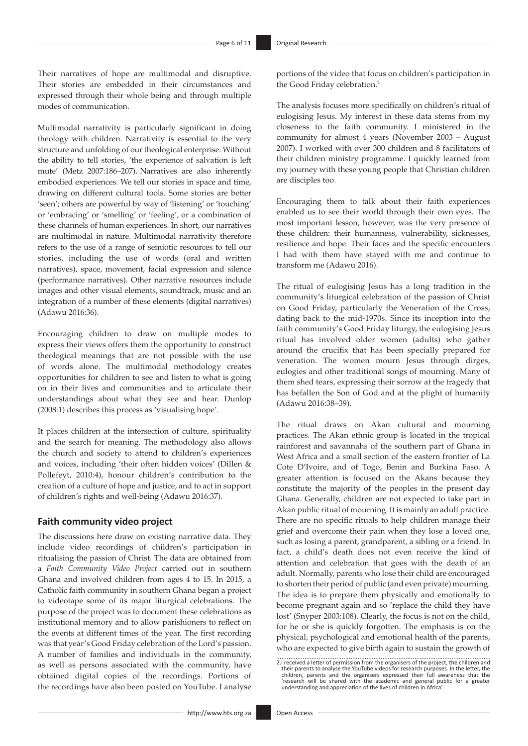Their narratives of hope are multimodal and disruptive. Their stories are embedded in their circumstances and expressed through their whole being and through multiple modes of communication.

Multimodal narrativity is particularly significant in doing theology with children. Narrativity is essential to the very structure and unfolding of our theological enterprise. Without the ability to tell stories, 'the experience of salvation is left mute' (Metz 2007:186–207). Narratives are also inherently embodied experiences. We tell our stories in space and time, drawing on different cultural tools. Some stories are better 'seen'; others are powerful by way of 'listening' or 'touching' or 'embracing' or 'smelling' or 'feeling', or a combination of these channels of human experiences. In short, our narratives are multimodal in nature. Multimodal narrativity therefore refers to the use of a range of semiotic resources to tell our stories, including the use of words (oral and written narratives), space, movement, facial expression and silence (performance narratives). Other narrative resources include images and other visual elements, soundtrack, music and an integration of a number of these elements (digital narratives) (Adawu 2016:36).

Encouraging children to draw on multiple modes to express their views offers them the opportunity to construct theological meanings that are not possible with the use of words alone. The multimodal methodology creates opportunities for children to see and listen to what is going on in their lives and communities and to articulate their understandings about what they see and hear. Dunlop (2008:1) describes this process as 'visualising hope'.

It places children at the intersection of culture, spirituality and the search for meaning. The methodology also allows the church and society to attend to children's experiences and voices, including 'their often hidden voices' (Dillen & Pollefeyt, 2010:4), honour children's contribution to the creation of a culture of hope and justice, and to act in support of children's rights and well-being (Adawu 2016:37).

## Faith community video project

The discussions here draw on existing narrative data. They include video recordings of children's participation in ritualising the passion of Christ. The data are obtained from a *Faith Community Video Project* carried out in southern Ghana and involved children from ages 4 to 15. In 2015, a Catholic faith community in southern Ghana began a project to videotape some of its major liturgical celebrations. The purpose of the project was to document these celebrations as institutional memory and to allow parishioners to reflect on the events at different times of the year. The first recording was that year's Good Friday celebration of the Lord's passion. A number of families and individuals in the community, as well as persons associated with the community, have obtained digital copies of the recordings. Portions of the recordings have also been posted on YouTube. I analyse portions of the video that focus on children's participation in the Good Friday celebration.[2]

The analysis focuses more specifically on children's ritual of eulogising Jesus. My interest in these data stems from my closeness to the faith community. I ministered in the community for almost 4 years (November 2003 – August 2007). I worked with over 300 children and 8 facilitators of their children ministry programme. I quickly learned from my journey with these young people that Christian children are disciples too.

Encouraging them to talk about their faith experiences enabled us to see their world through their own eyes. The most important lesson, however, was the very presence of these children: their humanness, vulnerability, sicknesses, resilience and hope. Their faces and the specific encounters I had with them have stayed with me and continue to transform me (Adawu 2016).

The ritual of eulogising Jesus has a long tradition in the community's liturgical celebration of the passion of Christ on Good Friday, particularly the Veneration of the Cross, dating back to the mid-1970s. Since its inception into the faith community's Good Friday liturgy, the eulogising Jesus ritual has involved older women (adults) who gather around the crucifix that has been specially prepared for veneration. The women mourn Jesus through dirges, eulogies and other traditional songs of mourning. Many of them shed tears, expressing their sorrow at the tragedy that has befallen the Son of God and at the plight of humanity (Adawu 2016:38–39).

The ritual draws on Akan cultural and mourning practices. The Akan ethnic group is located in the tropical rainforest and savannahs of the southern part of Ghana in West Africa and a small section of the eastern frontier of La Cote D'Ivoire, and of Togo, Benin and Burkina Faso. A greater attention is focused on the Akans because they constitute the majority of the peoples in the present day Ghana. Generally, children are not expected to take part in Akan public ritual of mourning. It is mainly an adult practice. There are no specific rituals to help children manage their grief and overcome their pain when they lose a loved one, such as losing a parent, grandparent, a sibling or a friend. In fact, a child's death does not even receive the kind of attention and celebration that goes with the death of an adult. Normally, parents who lose their child are encouraged to shorten their period of public (and even private) mourning. The idea is to prepare them physically and emotionally to become pregnant again and so 'replace the child they have lost' (Snyper 2003:108). Clearly, the focus is not on the child, for he or she is quickly forgotten. The emphasis is on the physical, psychological and emotional health of the parents, who are expected to give birth again to sustain the growth of

2. I received a letter of permission from the organisers of the project, the children and their parents to analyse the YouTube videos for research purposes. In the letter, the children, parents and the organisers expressed their full awareness that the 'research will be shared with the academic and general public for a greater understanding and appreciation of the lives of children in Africa'.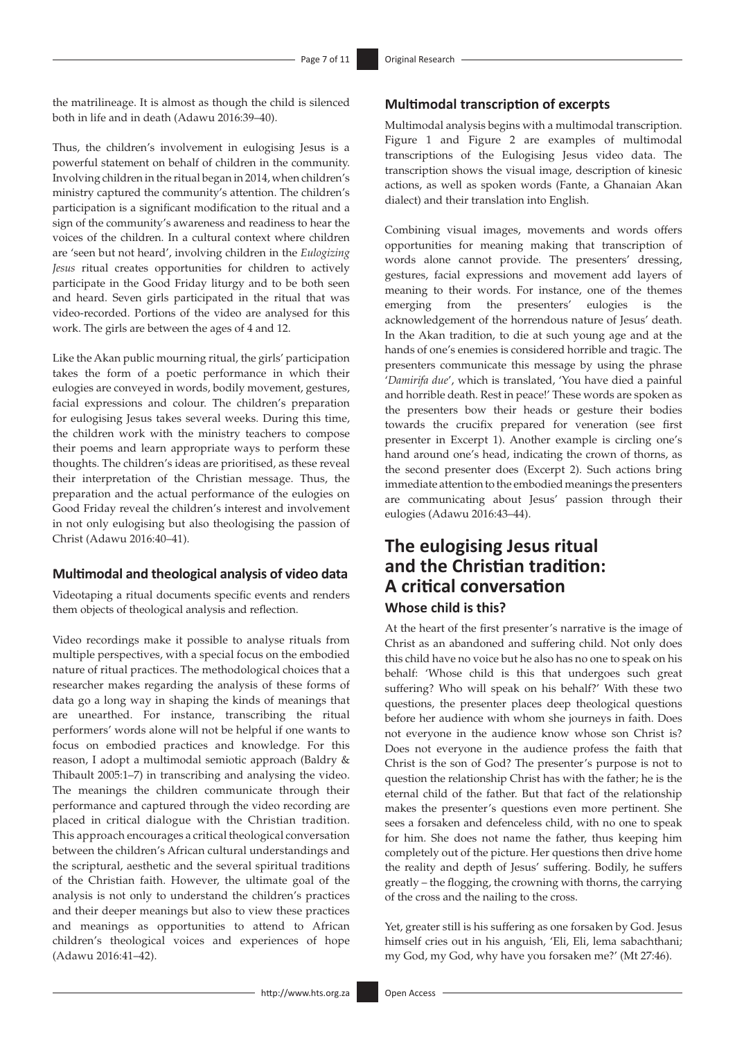the matrilineage. It is almost as though the child is silenced both in life and in death (Adawu 2016:39–40).

Thus, the children's involvement in eulogising Jesus is a powerful statement on behalf of children in the community. Involving children in the ritual began in 2014, when children's ministry captured the community's attention. The children's participation is a significant modification to the ritual and a sign of the community's awareness and readiness to hear the voices of the children. In a cultural context where children are 'seen but not heard', involving children in the *Eulogizing Jesus* ritual creates opportunities for children to actively participate in the Good Friday liturgy and to be both seen and heard. Seven girls participated in the ritual that was video-recorded. Portions of the video are analysed for this work. The girls are between the ages of 4 and 12.

Like the Akan public mourning ritual, the girls' participation takes the form of a poetic performance in which their eulogies are conveyed in words, bodily movement, gestures, facial expressions and colour. The children's preparation for eulogising Jesus takes several weeks. During this time, the children work with the ministry teachers to compose their poems and learn appropriate ways to perform these thoughts. The children's ideas are prioritised, as these reveal their interpretation of the Christian message. Thus, the preparation and the actual performance of the eulogies on Good Friday reveal the children's interest and involvement in not only eulogising but also theologising the passion of Christ (Adawu 2016:40–41).

### Multimodal and theological analysis of video data

Videotaping a ritual documents specific events and renders them objects of theological analysis and reflection.

Video recordings make it possible to analyse rituals from multiple perspectives, with a special focus on the embodied nature of ritual practices. The methodological choices that a researcher makes regarding the analysis of these forms of data go a long way in shaping the kinds of meanings that are unearthed. For instance, transcribing the ritual performers' words alone will not be helpful if one wants to focus on embodied practices and knowledge. For this reason, I adopt a multimodal semiotic approach (Baldry & Thibault 2005:1–7) in transcribing and analysing the video. The meanings the children communicate through their performance and captured through the video recording are placed in critical dialogue with the Christian tradition. This approach encourages a critical theological conversation between the children's African cultural understandings and the scriptural, aesthetic and the several spiritual traditions of the Christian faith. However, the ultimate goal of the analysis is not only to understand the children's practices and their deeper meanings but also to view these practices and meanings as opportunities to attend to African children's theological voices and experiences of hope (Adawu 2016:41–42).

### Multimodal transcription of excerpts

Multimodal analysis begins with a multimodal transcription. Figure 1 and Figure 2 are examples of multimodal transcriptions of the Eulogising Jesus video data. The transcription shows the visual image, description of kinesic actions, as well as spoken words (Fante, a Ghanaian Akan dialect) and their translation into English.

Combining visual images, movements and words offers opportunities for meaning making that transcription of words alone cannot provide. The presenters' dressing, gestures, facial expressions and movement add layers of meaning to their words. For instance, one of the themes emerging from the presenters' eulogies is the acknowledgement of the horrendous nature of Jesus' death. In the Akan tradition, to die at such young age and at the hands of one's enemies is considered horrible and tragic. The presenters communicate this message by using the phrase '*Damirifa due*', which is translated, 'You have died a painful and horrible death. Rest in peace!' These words are spoken as the presenters bow their heads or gesture their bodies towards the crucifix prepared for veneration (see first presenter in Excerpt 1). Another example is circling one's hand around one's head, indicating the crown of thorns, as the second presenter does (Excerpt 2). Such actions bring immediate attention to the embodied meanings the presenters are communicating about Jesus' passion through their eulogies (Adawu 2016:43–44).

## The eulogising Jesus ritual and the Christian tradition: A critical conversation

### Whose child is this?

At the heart of the first presenter's narrative is the image of Christ as an abandoned and suffering child. Not only does this child have no voice but he also has no one to speak on his behalf: 'Whose child is this that undergoes such great suffering? Who will speak on his behalf?' With these two questions, the presenter places deep theological questions before her audience with whom she journeys in faith. Does not everyone in the audience know whose son Christ is? Does not everyone in the audience profess the faith that Christ is the son of God? The presenter's purpose is not to question the relationship Christ has with the father; he is the eternal child of the father. But that fact of the relationship makes the presenter's questions even more pertinent. She sees a forsaken and defenceless child, with no one to speak for him. She does not name the father, thus keeping him completely out of the picture. Her questions then drive home the reality and depth of Jesus' suffering. Bodily, he suffers greatly – the flogging, the crowning with thorns, the carrying of the cross and the nailing to the cross.

Yet, greater still is his suffering as one forsaken by God. Jesus himself cries out in his anguish, 'Eli, Eli, lema sabachthani; my God, my God, why have you forsaken me?' (Mt 27:46).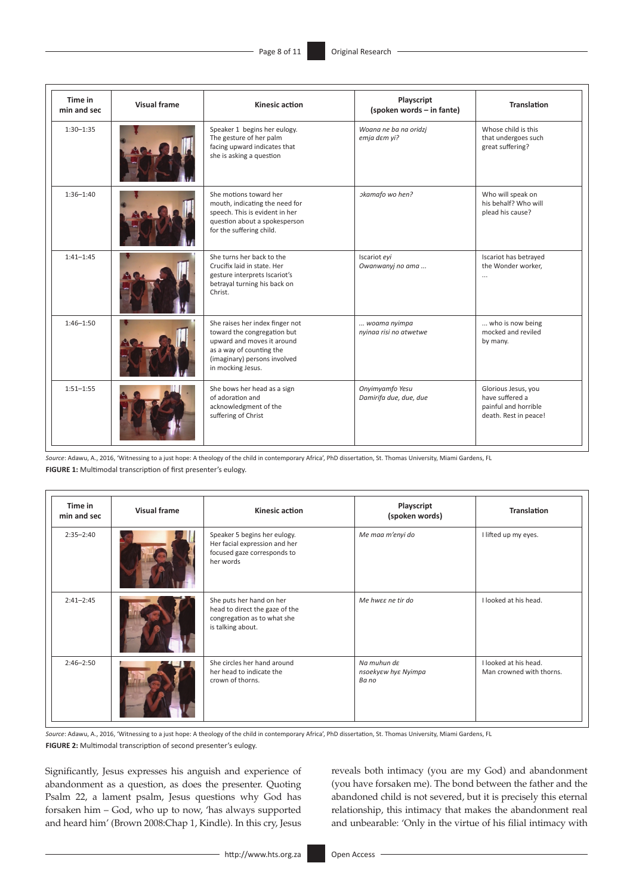| Time in min and sec | Visual frame | Kinesic action | Playscript (spoken words – in fante) | Translation |
|---|---|---|---|---|
| 1:30–1:35 | | Speaker 1 begins her eulogy. The gesture of her palm facing upward indicates that she is asking a question | *Woana ne ba na oridzj emja dɛm yi?* | Whose child is this that undergoes such great suffering? |
| 1:36–1:40 | | She motions toward her mouth, indicating the need for speech. This is evident in her question about a spokesperson for the suffering child. | *ɔkamafo wo hen?* | Who will speak on his behalf? Who will plead his cause? |
| 1:41–1:45 | | She turns her back to the Crucifix laid in state. Her gesture interprets Iscariot's betrayal turning his back on Christ. | *Iscariot eyi Owanwanyj no ama ...* | Iscariot has betrayed the Wonder worker, ... |
| 1:46–1:50 | | She raises her index finger not toward the congregation but upward and moves it around as a way of counting the (imaginary) persons involved in mocking Jesus. | *... woama nyimpa nyinaa risi no atwetwe* | ... who is now being mocked and reviled by many. |
| 1:51–1:55 | | She bows her head as a sign of adoration and acknowledgment of the suffering of Christ | *Onyimyamfo Yesu Damirifa due, due, due* | Glorious Jesus, you have suffered a painful and horrible death. Rest in peace! |

*Source*: Adawu, A., 2016, 'Witnessing to a just hope: A theology of the child in contemporary Africa', PhD dissertation, St. Thomas University, Miami Gardens, FL

**FIGURE 1:** Multimodal transcription of first presenter's eulogy.

| Time in min and sec | Visual frame | Kinesic action | Playscript (spoken words) | Translation |
|---|---|---|---|---|
| 2:35–2:40 | | Speaker 5 begins her eulogy. Her facial expression and her focused gaze corresponds to her words | *Me maa m'enyi do* | I lifted up my eyes. |
| 2:41–2:45 | | She puts her hand on her head to direct the gaze of the congregation as to what she is talking about. | *Me hwɛɛ ne tir do* | I looked at his head. |
| 2:46–2:50 | | She circles her hand around her head to indicate the crown of thorns. | *Na muhun dɛ nsoekyɛw hyɛ Nyimpa Ba no* | I looked at his head. Man crowned with thorns. |

*Source*: Adawu, A., 2016, 'Witnessing to a just hope: A theology of the child in contemporary Africa', PhD dissertation, St. Thomas University, Miami Gardens, FL

**FIGURE 2:** Multimodal transcription of second presenter's eulogy.

Significantly, Jesus expresses his anguish and experience of abandonment as a question, as does the presenter. Quoting Psalm 22, a lament psalm, Jesus questions why God has forsaken him – God, who up to now, 'has always supported and heard him' (Brown 2008:Chap 1, Kindle). In this cry, Jesus reveals both intimacy (you are my God) and abandonment (you have forsaken me). The bond between the father and the abandoned child is not severed, but it is precisely this eternal relationship, this intimacy that makes the abandonment real and unbearable: 'Only in the virtue of his filial intimacy with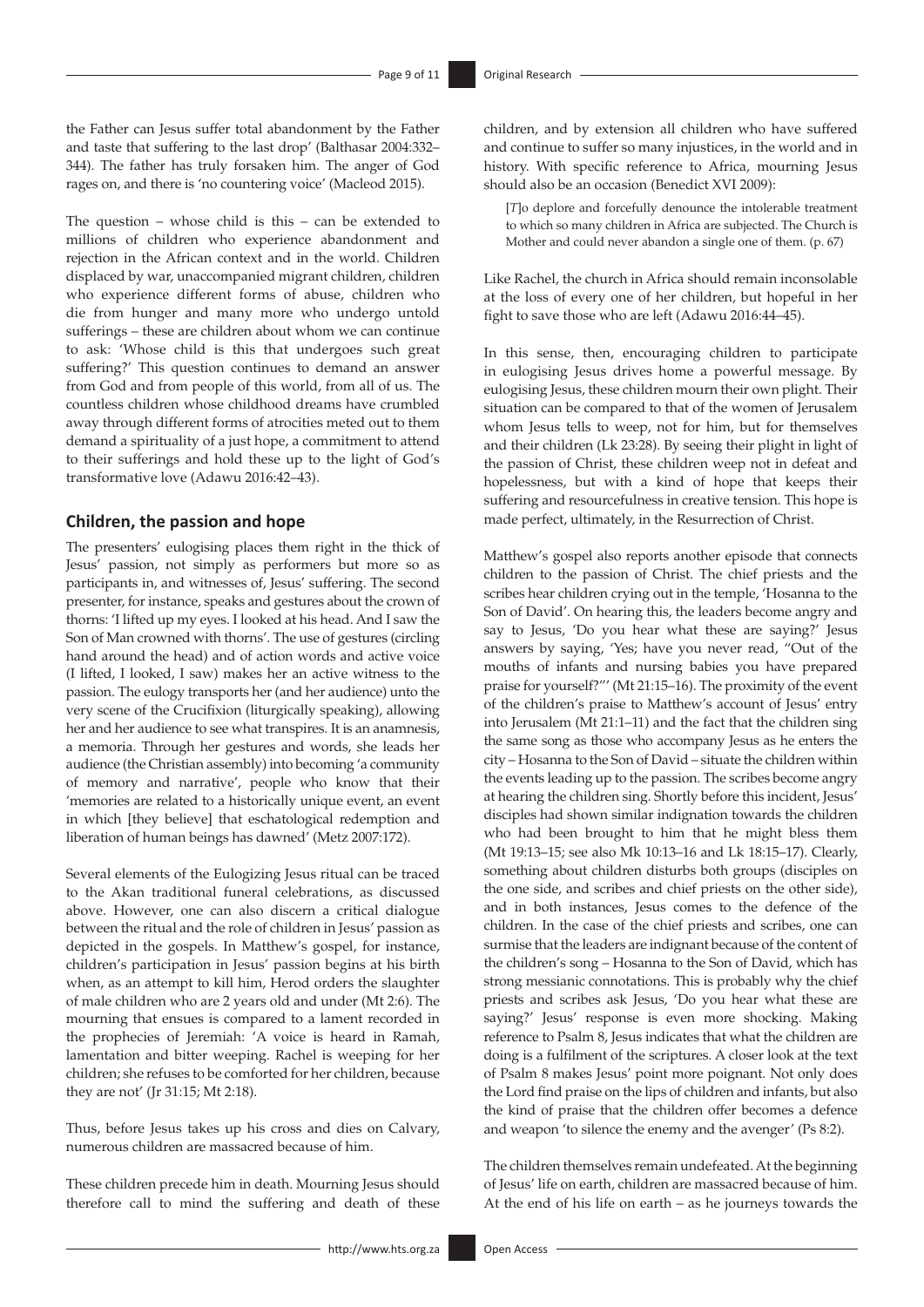the Father can Jesus suffer total abandonment by the Father and taste that suffering to the last drop' (Balthasar 2004:332–344). The father has truly forsaken him. The anger of God rages on, and there is 'no countering voice' (Macleod 2015).

The question – whose child is this – can be extended to millions of children who experience abandonment and rejection in the African context and in the world. Children displaced by war, unaccompanied migrant children, children who experience different forms of abuse, children who die from hunger and many more who undergo untold sufferings – these are children about whom we can continue to ask: 'Whose child is this that undergoes such great suffering?' This question continues to demand an answer from God and from people of this world, from all of us. The countless children whose childhood dreams have crumbled away through different forms of atrocities meted out to them demand a spirituality of a just hope, a commitment to attend to their sufferings and hold these up to the light of God's transformative love (Adawu 2016:42–43).

## Children, the passion and hope

The presenters' eulogising places them right in the thick of Jesus' passion, not simply as performers but more so as participants in, and witnesses of, Jesus' suffering. The second presenter, for instance, speaks and gestures about the crown of thorns: 'I lifted up my eyes. I looked at his head. And I saw the Son of Man crowned with thorns'. The use of gestures (circling hand around the head) and of action words and active voice (I lifted, I looked, I saw) makes her an active witness to the passion. The eulogy transports her (and her audience) unto the very scene of the Crucifixion (liturgically speaking), allowing her and her audience to see what transpires. It is an anamnesis, a memoria. Through her gestures and words, she leads her audience (the Christian assembly) into becoming 'a community of memory and narrative', people who know that their 'memories are related to a historically unique event, an event in which [they believe] that eschatological redemption and liberation of human beings has dawned' (Metz 2007:172).

Several elements of the Eulogizing Jesus ritual can be traced to the Akan traditional funeral celebrations, as discussed above. However, one can also discern a critical dialogue between the ritual and the role of children in Jesus' passion as depicted in the gospels. In Matthew's gospel, for instance, children's participation in Jesus' passion begins at his birth when, as an attempt to kill him, Herod orders the slaughter of male children who are 2 years old and under (Mt 2:6). The mourning that ensues is compared to a lament recorded in the prophecies of Jeremiah: 'A voice is heard in Ramah, lamentation and bitter weeping. Rachel is weeping for her children; she refuses to be comforted for her children, because they are not' (Jr 31:15; Mt 2:18).

Thus, before Jesus takes up his cross and dies on Calvary, numerous children are massacred because of him.

These children precede him in death. Mourning Jesus should therefore call to mind the suffering and death of these children, and by extension all children who have suffered and continue to suffer so many injustices, in the world and in history. With specific reference to Africa, mourning Jesus should also be an occasion (Benedict XVI 2009):

> [*T*]o deplore and forcefully denounce the intolerable treatment to which so many children in Africa are subjected. The Church is Mother and could never abandon a single one of them. (p. 67)

Like Rachel, the church in Africa should remain inconsolable at the loss of every one of her children, but hopeful in her fight to save those who are left (Adawu 2016:44–45).

In this sense, then, encouraging children to participate in eulogising Jesus drives home a powerful message. By eulogising Jesus, these children mourn their own plight. Their situation can be compared to that of the women of Jerusalem whom Jesus tells to weep, not for him, but for themselves and their children (Lk 23:28). By seeing their plight in light of the passion of Christ, these children weep not in defeat and hopelessness, but with a kind of hope that keeps their suffering and resourcefulness in creative tension. This hope is made perfect, ultimately, in the Resurrection of Christ.

Matthew's gospel also reports another episode that connects children to the passion of Christ. The chief priests and the scribes hear children crying out in the temple, 'Hosanna to the Son of David'. On hearing this, the leaders become angry and say to Jesus, 'Do you hear what these are saying?' Jesus answers by saying, 'Yes; have you never read, "Out of the mouths of infants and nursing babies you have prepared praise for yourself?"' (Mt 21:15–16). The proximity of the event of the children's praise to Matthew's account of Jesus' entry into Jerusalem (Mt 21:1–11) and the fact that the children sing the same song as those who accompany Jesus as he enters the city – Hosanna to the Son of David – situate the children within the events leading up to the passion. The scribes become angry at hearing the children sing. Shortly before this incident, Jesus' disciples had shown similar indignation towards the children who had been brought to him that he might bless them (Mt 19:13–15; see also Mk 10:13–16 and Lk 18:15–17). Clearly, something about children disturbs both groups (disciples on the one side, and scribes and chief priests on the other side), and in both instances, Jesus comes to the defence of the children. In the case of the chief priests and scribes, one can surmise that the leaders are indignant because of the content of the children's song – Hosanna to the Son of David, which has strong messianic connotations. This is probably why the chief priests and scribes ask Jesus, 'Do you hear what these are saying?' Jesus' response is even more shocking. Making reference to Psalm 8, Jesus indicates that what the children are doing is a fulfilment of the scriptures. A closer look at the text of Psalm 8 makes Jesus' point more poignant. Not only does the Lord find praise on the lips of children and infants, but also the kind of praise that the children offer becomes a defence and weapon 'to silence the enemy and the avenger' (Ps 8:2).

The children themselves remain undefeated. At the beginning of Jesus' life on earth, children are massacred because of him. At the end of his life on earth – as he journeys towards the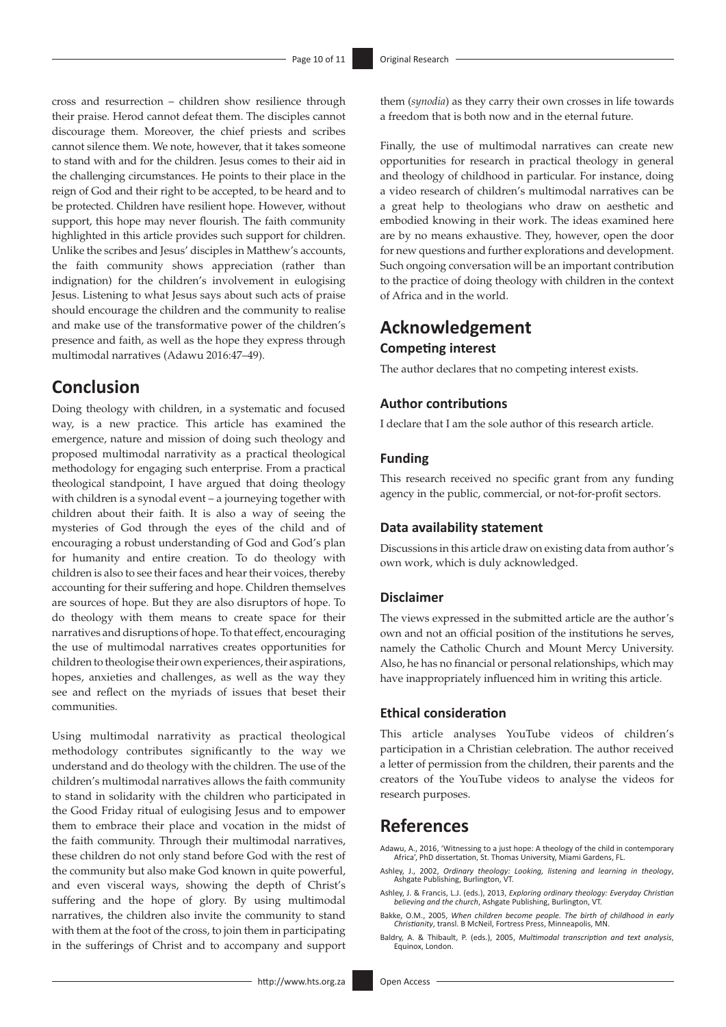cross and resurrection – children show resilience through their praise. Herod cannot defeat them. The disciples cannot discourage them. Moreover, the chief priests and scribes cannot silence them. We note, however, that it takes someone to stand with and for the children. Jesus comes to their aid in the challenging circumstances. He points to their place in the reign of God and their right to be accepted, to be heard and to be protected. Children have resilient hope. However, without support, this hope may never flourish. The faith community highlighted in this article provides such support for children. Unlike the scribes and Jesus' disciples in Matthew's accounts, the faith community shows appreciation (rather than indignation) for the children's involvement in eulogising Jesus. Listening to what Jesus says about such acts of praise should encourage the children and the community to realise and make use of the transformative power of the children's presence and faith, as well as the hope they express through multimodal narratives (Adawu 2016:47–49).

## Conclusion

Doing theology with children, in a systematic and focused way, is a new practice. This article has examined the emergence, nature and mission of doing such theology and proposed multimodal narrativity as a practical theological methodology for engaging such enterprise. From a practical theological standpoint, I have argued that doing theology with children is a synodal event – a journeying together with children about their faith. It is also a way of seeing the mysteries of God through the eyes of the child and of encouraging a robust understanding of God and God's plan for humanity and entire creation. To do theology with children is also to see their faces and hear their voices, thereby accounting for their suffering and hope. Children themselves are sources of hope. But they are also disruptors of hope. To do theology with them means to create space for their narratives and disruptions of hope. To that effect, encouraging the use of multimodal narratives creates opportunities for children to theologise their own experiences, their aspirations, hopes, anxieties and challenges, as well as the way they see and reflect on the myriads of issues that beset their communities.

Using multimodal narrativity as practical theological methodology contributes significantly to the way we understand and do theology with the children. The use of the children's multimodal narratives allows the faith community to stand in solidarity with the children who participated in the Good Friday ritual of eulogising Jesus and to empower them to embrace their place and vocation in the midst of the faith community. Through their multimodal narratives, these children do not only stand before God with the rest of the community but also make God known in quite powerful, and even visceral ways, showing the depth of Christ's suffering and the hope of glory. By using multimodal narratives, the children also invite the community to stand with them at the foot of the cross, to join them in participating in the sufferings of Christ and to accompany and support them (*synodia*) as they carry their own crosses in life towards a freedom that is both now and in the eternal future.

Finally, the use of multimodal narratives can create new opportunities for research in practical theology in general and theology of childhood in particular. For instance, doing a video research of children's multimodal narratives can be a great help to theologians who draw on aesthetic and embodied knowing in their work. The ideas examined here are by no means exhaustive. They, however, open the door for new questions and further explorations and development. Such ongoing conversation will be an important contribution to the practice of doing theology with children in the context of Africa and in the world.

## Acknowledgement

### Competing interest

The author declares that no competing interest exists.

### Author contributions

I declare that I am the sole author of this research article.

### Funding

This research received no specific grant from any funding agency in the public, commercial, or not-for-profit sectors.

### Data availability statement

Discussions in this article draw on existing data from author's own work, which is duly acknowledged.

### Disclaimer

The views expressed in the submitted article are the author's own and not an official position of the institutions he serves, namely the Catholic Church and Mount Mercy University. Also, he has no financial or personal relationships, which may have inappropriately influenced him in writing this article.

### Ethical consideration

This article analyses YouTube videos of children's participation in a Christian celebration. The author received a letter of permission from the children, their parents and the creators of the YouTube videos to analyse the videos for research purposes.

## References

Adawu, A., 2016, 'Witnessing to a just hope: A theology of the child in contemporary Africa', PhD dissertation, St. Thomas University, Miami Gardens, FL.

Ashley, J., 2002, *Ordinary theology: Looking, listening and learning in theology*, Ashgate Publishing, Burlington, VT.

Ashley, J. & Francis, L.J. (eds.), 2013, *Exploring ordinary theology: Everyday Christian believing and the church*, Ashgate Publishing, Burlington, VT.

Bakke, O.M., 2005, *When children become people. The birth of childhood in early Christianity*, transl. B McNeil, Fortress Press, Minneapolis, MN.

Baldry, A. & Thibault, P. (eds.), 2005, *Multimodal transcription and text analysis*, Equinox, London.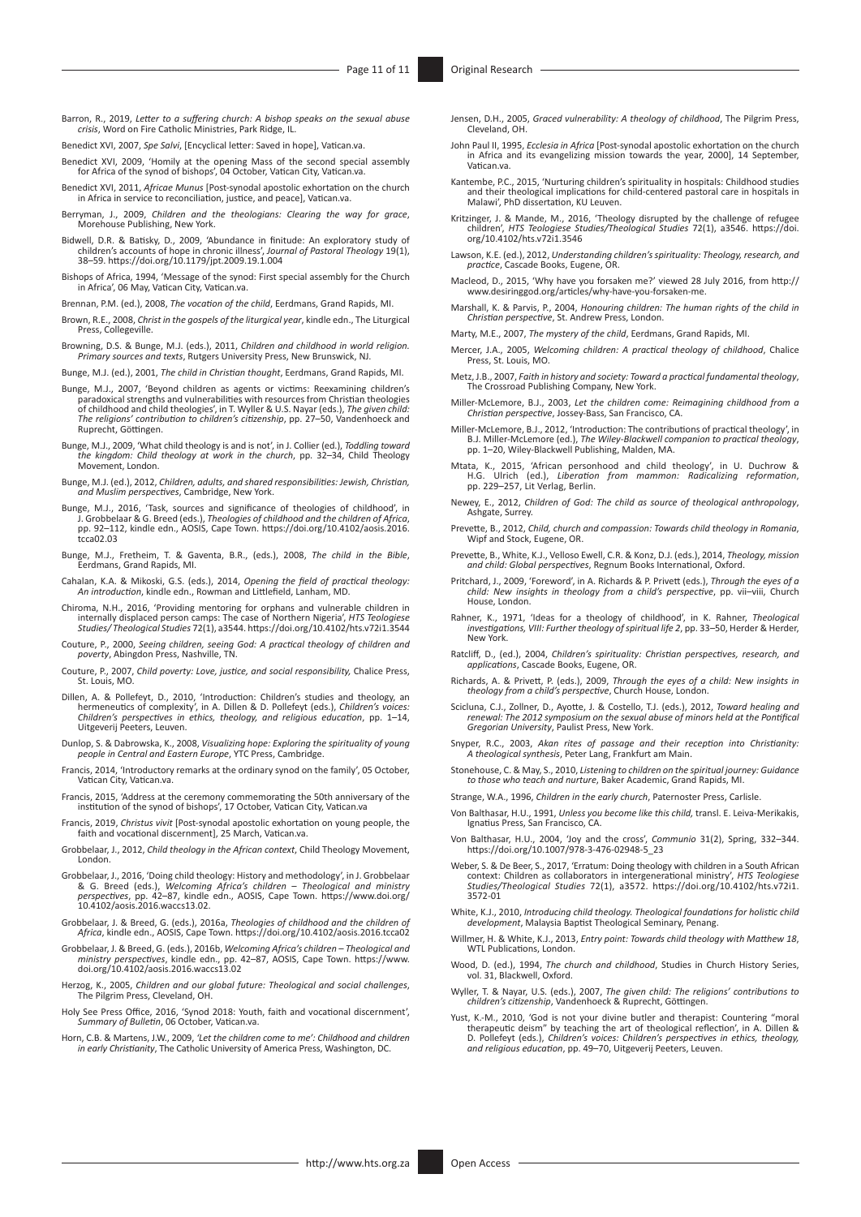Barron, R., 2019, *Letter to a suffering church: A bishop speaks on the sexual abuse crisis*, Word on Fire Catholic Ministries, Park Ridge, IL.

Benedict XVI, 2007, *Spe Salvi*, [Encyclical letter: Saved in hope], Vatican.va.

Benedict XVI, 2009, 'Homily at the opening Mass of the second special assembly for Africa of the synod of bishops', 04 October, Vatican City, Vatican.va.

Benedict XVI, 2011, *Africae Munus* [Post-synodal apostolic exhortation on the church in Africa in service to reconciliation, justice, and peace], Vatican.va.

Berryman, J., 2009, *Children and the theologians: Clearing the way for grace*, Morehouse Publishing, New York.

Bidwell, D.R. & Batisky, D., 2009, 'Abundance in finitude: An exploratory study of children's accounts of hope in chronic illness', *Journal of Pastoral Theology* 19(1), 38–59. https://doi.org/10.1179/jpt.2009.19.1.004

Bishops of Africa, 1994, 'Message of the synod: First special assembly for the Church in Africa', 06 May, Vatican City, Vatican.va.

Brennan, P.M. (ed.), 2008, *The vocation of the child*, Eerdmans, Grand Rapids, MI.

Brown, R.E., 2008, *Christ in the gospels of the liturgical year*, kindle edn., The Liturgical Press, Collegeville.

Browning, D.S. & Bunge, M.J. (eds.), 2011, *Children and childhood in world religion. Primary sources and texts*, Rutgers University Press, New Brunswick, NJ.

Bunge, M.J. (ed.), 2001, *The child in Christian thought*, Eerdmans, Grand Rapids, MI.

Bunge, M.J., 2007, 'Beyond children as agents or victims: Reexamining children's paradoxical strengths and vulnerabilities with resources from Christian theologies of childhood and child theologies', in T. Wyller & U.S. Nayar (eds.), *The given child: The religions' contribution to children's citizenship*, pp. 27–50, Vandenhoeck and Ruprecht, Göttingen.

Bunge, M.J., 2009, 'What child theology is and is not', in J. Collier (ed.), *Toddling toward the kingdom: Child theology at work in the church*, pp. 32–34, Child Theology Movement, London.

Bunge, M.J. (ed.), 2012, *Children, adults, and shared responsibilities: Jewish, Christian, and Muslim perspectives*, Cambridge, New York.

Bunge, M.J., 2016, 'Task, sources and significance of theologies of childhood', in J. Grobbelaar & G. Breed (eds.), *Theologies of childhood and the children of Africa*, pp. 92–112, kindle edn., AOSIS, Cape Town. https://doi.org/10.4102/aosis.2016.tcca02.03

Bunge, M.J., Fretheim, T. & Gaventa, B.R., (eds.), 2008, *The child in the Bible*, Eerdmans, Grand Rapids, MI.

Cahalan, K.A. & Mikoski, G.S. (eds.), 2014, *Opening the field of practical theology: An introduction*, kindle edn., Rowman and Littlefield, Lanham, MD.

Chiroma, N.H., 2016, 'Providing mentoring for orphans and vulnerable children in internally displaced person camps: The case of Northern Nigeria', *HTS Teologiese Studies/Theological Studies* 72(1), a3544. https://doi.org/10.4102/hts.v72i1.3544

Couture, P., 2000, *Seeing children, seeing God: A practical theology of children and poverty*, Abingdon Press, Nashville, TN.

Couture, P., 2007, *Child poverty: Love, justice, and social responsibility*, Chalice Press, St. Louis, MO.

Dillen, A. & Pollefeyt, D., 2010, 'Introduction: Children's studies and theology, an hermeneutics of complexity', in A. Dillen & D. Pollefeyt (eds.), *Children's voices: Children's perspectives in ethics, theology, and religious education*, pp. 1–14, Uitgeverij Peeters, Leuven.

Dunlop, S. & Dabrowska, K., 2008, *Visualizing hope: Exploring the spirituality of young people in Central and Eastern Europe*, YTC Press, Cambridge.

Francis, 2014, 'Introductory remarks at the ordinary synod on the family', 05 October, Vatican City, Vatican.va.

Francis, 2015, 'Address at the ceremony commemorating the 50th anniversary of the institution of the synod of bishops', 17 October, Vatican City, Vatican.va

Francis, 2019, *Christus vivit* [Post-synodal apostolic exhortation on young people, the faith and vocational discernment], 25 March, Vatican.va.

Grobbelaar, J., 2012, *Child theology in the African context*, Child Theology Movement, London.

Grobbelaar, J., 2016, 'Doing child theology: History and methodology', in J. Grobbelaar & G. Breed (eds.), *Welcoming Africa's children – Theological and ministry perspectives*, pp. 42–87, kindle edn., AOSIS, Cape Town. https://www.doi.org/10.4102/aosis.2016.waccs13.02.

Grobbelaar, J. & Breed, G. (eds.), 2016a, *Theologies of childhood and the children of Africa*, kindle edn., AOSIS, Cape Town. https://doi.org/10.4102/aosis.2016.tcca02

Grobbelaar, J. & Breed, G. (eds.), 2016b, *Welcoming Africa's children – Theological and ministry perspectives*, kindle edn., pp. 42–87, AOSIS, Cape Town. https://www.doi.org/10.4102/aosis.2016.waccs13.02

Herzog, K., 2005, *Children and our global future: Theological and social challenges*, The Pilgrim Press, Cleveland, OH.

Holy See Press Office, 2016, 'Synod 2018: Youth, faith and vocational discernment', *Summary of Bulletin*, 06 October, Vatican.va.

Horn, C.B. & Martens, J.W., 2009, *'Let the children come to me': Childhood and children in early Christianity*, The Catholic University of America Press, Washington, DC.

Jensen, D.H., 2005, *Graced vulnerability: A theology of childhood*, The Pilgrim Press, Cleveland, OH.

John Paul II, 1995, *Ecclesia in Africa* [Post-synodal apostolic exhortation on the church in Africa and its evangelizing mission towards the year, 2000], 14 September, Vatican.va.

Kantembe, P.C., 2015, 'Nurturing children's spirituality in hospitals: Childhood studies and their theological implications for child-centered pastoral care in hospitals in Malawi', PhD dissertation, KU Leuven.

Kritzinger, J. & Mande, M., 2016, 'Theology disrupted by the challenge of refugee children', *HTS Teologiese Studies/Theological Studies* 72(1), a3546. https://doi.org/10.4102/hts.v72i1.3546

Lawson, K.E. (ed.), 2012, *Understanding children's spirituality: Theology, research, and practice*, Cascade Books, Eugene, OR.

Macleod, D., 2015, 'Why have you forsaken me?' viewed 28 July 2016, from http://www.desiringgod.org/articles/why-have-you-forsaken-me.

Marshall, K. & Parvis, P., 2004, *Honouring children: The human rights of the child in Christian perspective*, St. Andrew Press, London.

Marty, M.E., 2007, *The mystery of the child*, Eerdmans, Grand Rapids, MI.

Mercer, J.A., 2005, *Welcoming children: A practical theology of childhood*, Chalice Press, St. Louis, MO.

Metz, J.B., 2007, *Faith in history and society: Toward a practical fundamental theology*, The Crossroad Publishing Company, New York.

Miller-McLemore, B.J., 2003, *Let the children come: Reimagining childhood from a Christian perspective*, Jossey-Bass, San Francisco, CA.

Miller-McLemore, B.J., 2012, 'Introduction: The contributions of practical theology', in B.J. Miller-McLemore (ed.), *The Wiley-Blackwell companion to practical theology*, pp. 1–20, Wiley-Blackwell Publishing, Malden, MA.

Mtata, K., 2015, 'African personhood and child theology', in U. Duchrow & H.G. Ulrich (ed.), *Liberation from mammon: Radicalizing reformation*, pp. 229–257, Lit Verlag, Berlin.

Newey, E., 2012, *Children of God: The child as source of theological anthropology*, Ashgate, Surrey.

Prevette, B., 2012, *Child, church and compassion: Towards child theology in Romania*, Wipf and Stock, Eugene, OR.

Prevette, B., White, K.J., Velloso Ewell, C.R. & Konz, D.J. (eds.), 2014, *Theology, mission and child: Global perspectives*, Regnum Books International, Oxford.

Pritchard, J., 2009, 'Foreword', in A. Richards & P. Privett (eds.), *Through the eyes of a child: New insights in theology from a child's perspective*, pp. vii–viii, Church House, London.

Rahner, K., 1971, 'Ideas for a theology of childhood', in K. Rahner, *Theological investigations, VIII: Further theology of spiritual life 2*, pp. 33–50, Herder & Herder, New York.

Ratcliff, D., (ed.), 2004, *Children's spirituality: Christian perspectives, research, and applications*, Cascade Books, Eugene, OR.

Richards, A. & Privett, P. (eds.), 2009, *Through the eyes of a child: New insights in theology from a child's perspective*, Church House, London.

Scicluna, C.J., Zollner, D., Ayotte, J. & Costello, T.J. (eds.), 2012, *Toward healing and renewal: The 2012 symposium on the sexual abuse of minors held at the Pontifical Gregorian University*, Paulist Press, New York.

Snyper, R.C., 2003, *Akan rites of passage and their reception into Christianity: A theological synthesis*, Peter Lang, Frankfurt am Main.

Stonehouse, C. & May, S., 2010, *Listening to children on the spiritual journey: Guidance to those who teach and nurture*, Baker Academic, Grand Rapids, MI.

Strange, W.A., 1996, *Children in the early church*, Paternoster Press, Carlisle.

Von Balthasar, H.U., 1991, *Unless you become like this child*, transl. E. Leiva-Merikakis, Ignatius Press, San Francisco, CA.

Von Balthasar, H.U., 2004, 'Joy and the cross', *Communio* 31(2), Spring, 332–344. https://doi.org/10.1007/978-3-476-02948-5_23

Weber, S. & De Beer, S., 2017, 'Erratum: Doing theology with children in a South African context: Children as collaborators in intergenerational ministry', *HTS Teologiese Studies/Theological Studies* 72(1), a3572. https://doi.org/10.4102/hts.v72i1.3572-01

White, K.J., 2010, *Introducing child theology. Theological foundations for holistic child development*, Malaysia Baptist Theological Seminary, Penang.

Willmer, H. & White, K.J., 2013, *Entry point: Towards child theology with Matthew 18*, WTL Publications, London.

Wood, D. (ed.), 1994, *The church and childhood*, Studies in Church History Series, vol. 31, Blackwell, Oxford.

Wyller, T. & Nayar, U.S. (eds.), 2007, *The given child: The religions' contributions to children's citizenship*, Vandenhoeck & Ruprecht, Göttingen.

Yust, K.-M., 2010, 'God is not your divine butler and therapist: Countering "moral therapeutic deism" by teaching the art of theological reflection', in A. Dillen & D. Pollefeyt (eds.), *Children's voices: Children's perspectives in ethics, theology, and religious education*, pp. 49–70, Uitgeverij Peeters, Leuven.